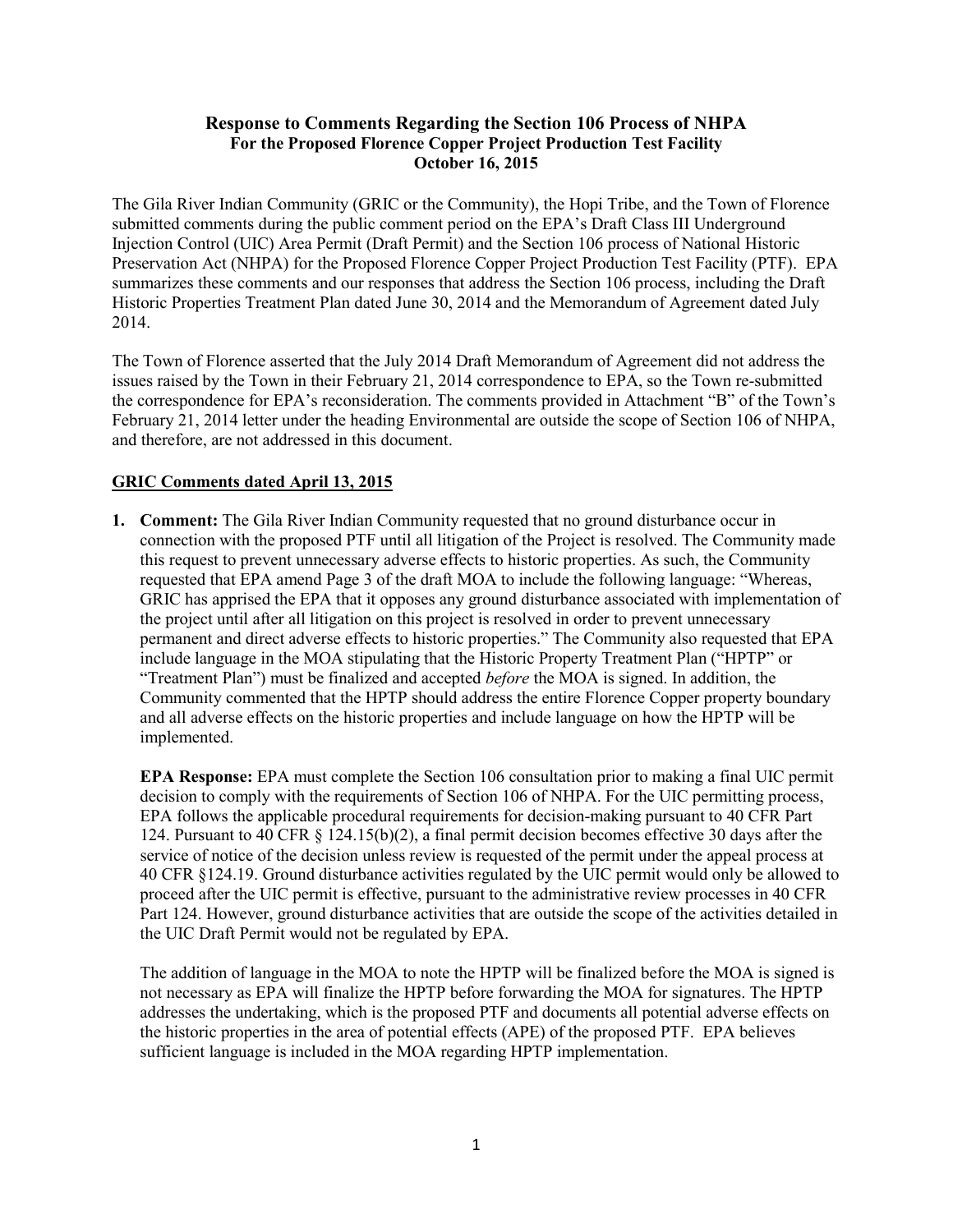# Response to Comments Regarding the Section 106 Process of NHPA

## For the Proposed Florence Copper Project Production Test Facility

## October 16, 2015

The Gila River Indian Community (GRIC or the Community), the Hopi Tribe, and the Town of Florence submitted comments during the public comment period on the EPA's Draft Class III Underground Injection Control (UIC) Area Permit (Draft Permit) and the Section 106 process of National Historic Preservation Act (NHPA) for the Proposed Florence Copper Project Production Test Facility (PTF). EPA summarizes these comments and our responses that address the Section 106 process, including the Draft Historic Properties Treatment Plan dated June 30, 2014 and the Memorandum of Agreement dated July 2014.

The Town of Florence asserted that the July 2014 Draft Memorandum of Agreement did not address the issues raised by the Town in their February 21, 2014 correspondence to EPA, so the Town re-submitted the correspondence for EPA's reconsideration. The comments provided in Attachment "B" of the Town's February 21, 2014 letter under the heading Environmental are outside the scope of Section 106 of NHPA, and therefore, are not addressed in this document.

**GRIC Comments dated April 13, 2015**

1. **Comment:** The Gila River Indian Community requested that no ground disturbance occur in connection with the proposed PTF until all litigation of the Project is resolved. The Community made this request to prevent unnecessary adverse effects to historic properties. As such, the Community requested that EPA amend Page 3 of the draft MOA to include the following language: "Whereas, GRIC has apprised the EPA that it opposes any ground disturbance associated with implementation of the project until after all litigation on this project is resolved in order to prevent unnecessary permanent and direct adverse effects to historic properties." The Community also requested that EPA include language in the MOA stipulating that the Historic Property Treatment Plan ("HPTP" or "Treatment Plan") must be finalized and accepted *before* the MOA is signed. In addition, the Community commented that the HPTP should address the entire Florence Copper property boundary and all adverse effects on the historic properties and include language on how the HPTP will be implemented.

   **EPA Response:** EPA must complete the Section 106 consultation prior to making a final UIC permit decision to comply with the requirements of Section 106 of NHPA. For the UIC permitting process, EPA follows the applicable procedural requirements for decision-making pursuant to 40 CFR Part 124. Pursuant to 40 CFR § 124.15(b)(2), a final permit decision becomes effective 30 days after the service of notice of the decision unless review is requested of the permit under the appeal process at 40 CFR §124.19. Ground disturbance activities regulated by the UIC permit would only be allowed to proceed after the UIC permit is effective, pursuant to the administrative review processes in 40 CFR Part 124. However, ground disturbance activities that are outside the scope of the activities detailed in the UIC Draft Permit would not be regulated by EPA.

   The addition of language in the MOA to note the HPTP will be finalized before the MOA is signed is not necessary as EPA will finalize the HPTP before forwarding the MOA for signatures. The HPTP addresses the undertaking, which is the proposed PTF and documents all potential adverse effects on the historic properties in the area of potential effects (APE) of the proposed PTF. EPA believes sufficient language is included in the MOA regarding HPTP implementation.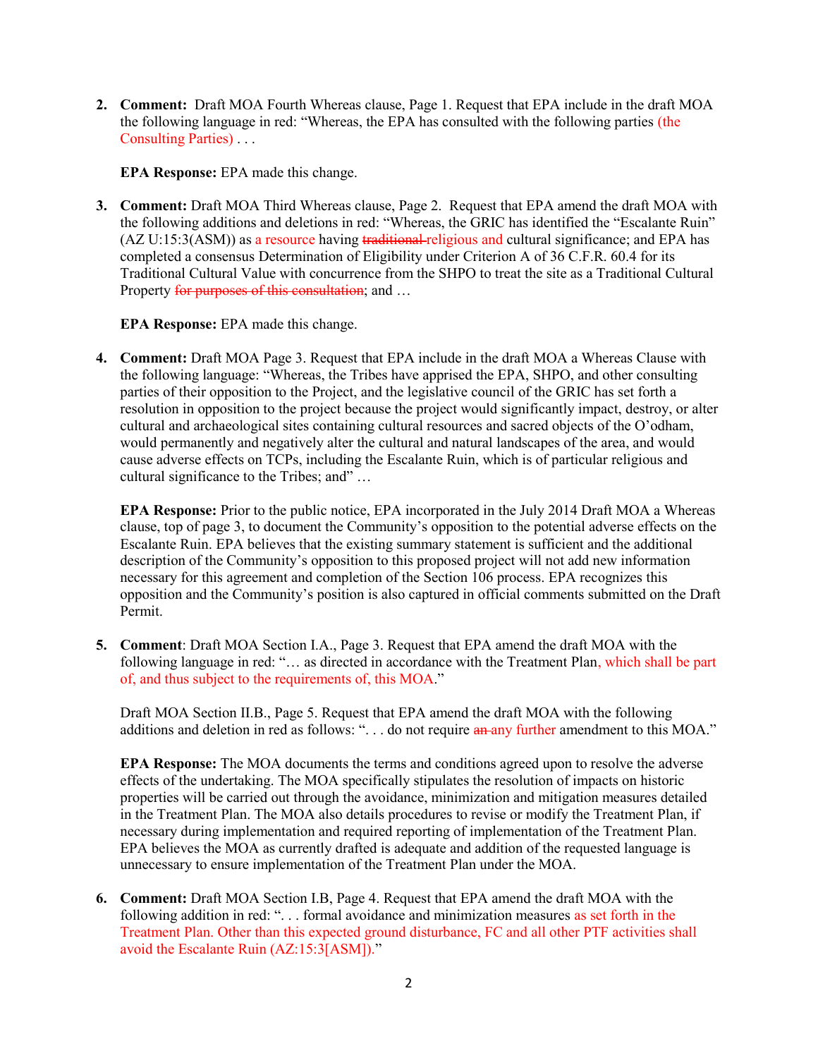2. **Comment:** Draft MOA Fourth Whereas clause, Page 1. Request that EPA include in the draft MOA the following language in red: "Whereas, the EPA has consulted with the following parties (the Consulting Parties) . . .

   **EPA Response:** EPA made this change.

3. **Comment:** Draft MOA Third Whereas clause, Page 2. Request that EPA amend the draft MOA with the following additions and deletions in red: "Whereas, the GRIC has identified the "Escalante Ruin" (AZ U:15:3(ASM)) as a resource having ~~traditional~~ religious and cultural significance; and EPA has completed a consensus Determination of Eligibility under Criterion A of 36 C.F.R. 60.4 for its Traditional Cultural Value with concurrence from the SHPO to treat the site as a Traditional Cultural Property ~~for purposes of this consultation~~; and …

   **EPA Response:** EPA made this change.

4. **Comment:** Draft MOA Page 3. Request that EPA include in the draft MOA a Whereas Clause with the following language: "Whereas, the Tribes have apprised the EPA, SHPO, and other consulting parties of their opposition to the Project, and the legislative council of the GRIC has set forth a resolution in opposition to the project because the project would significantly impact, destroy, or alter cultural and archaeological sites containing cultural resources and sacred objects of the O'odham, would permanently and negatively alter the cultural and natural landscapes of the area, and would cause adverse effects on TCPs, including the Escalante Ruin, which is of particular religious and cultural significance to the Tribes; and" …

   **EPA Response:** Prior to the public notice, EPA incorporated in the July 2014 Draft MOA a Whereas clause, top of page 3, to document the Community's opposition to the potential adverse effects on the Escalante Ruin. EPA believes that the existing summary statement is sufficient and the additional description of the Community's opposition to this proposed project will not add new information necessary for this agreement and completion of the Section 106 process. EPA recognizes this opposition and the Community's position is also captured in official comments submitted on the Draft Permit.

5. **Comment**: Draft MOA Section I.A., Page 3. Request that EPA amend the draft MOA with the following language in red: "… as directed in accordance with the Treatment Plan, which shall be part of, and thus subject to the requirements of, this MOA."

   Draft MOA Section II.B., Page 5. Request that EPA amend the draft MOA with the following additions and deletion in red as follows: ". . . do not require ~~an~~ any further amendment to this MOA."

   **EPA Response:** The MOA documents the terms and conditions agreed upon to resolve the adverse effects of the undertaking. The MOA specifically stipulates the resolution of impacts on historic properties will be carried out through the avoidance, minimization and mitigation measures detailed in the Treatment Plan. The MOA also details procedures to revise or modify the Treatment Plan, if necessary during implementation and required reporting of implementation of the Treatment Plan. EPA believes the MOA as currently drafted is adequate and addition of the requested language is unnecessary to ensure implementation of the Treatment Plan under the MOA.

6. **Comment:** Draft MOA Section I.B, Page 4. Request that EPA amend the draft MOA with the following addition in red: ". . . formal avoidance and minimization measures as set forth in the Treatment Plan. Other than this expected ground disturbance, FC and all other PTF activities shall avoid the Escalante Ruin (AZ:15:3[ASM])."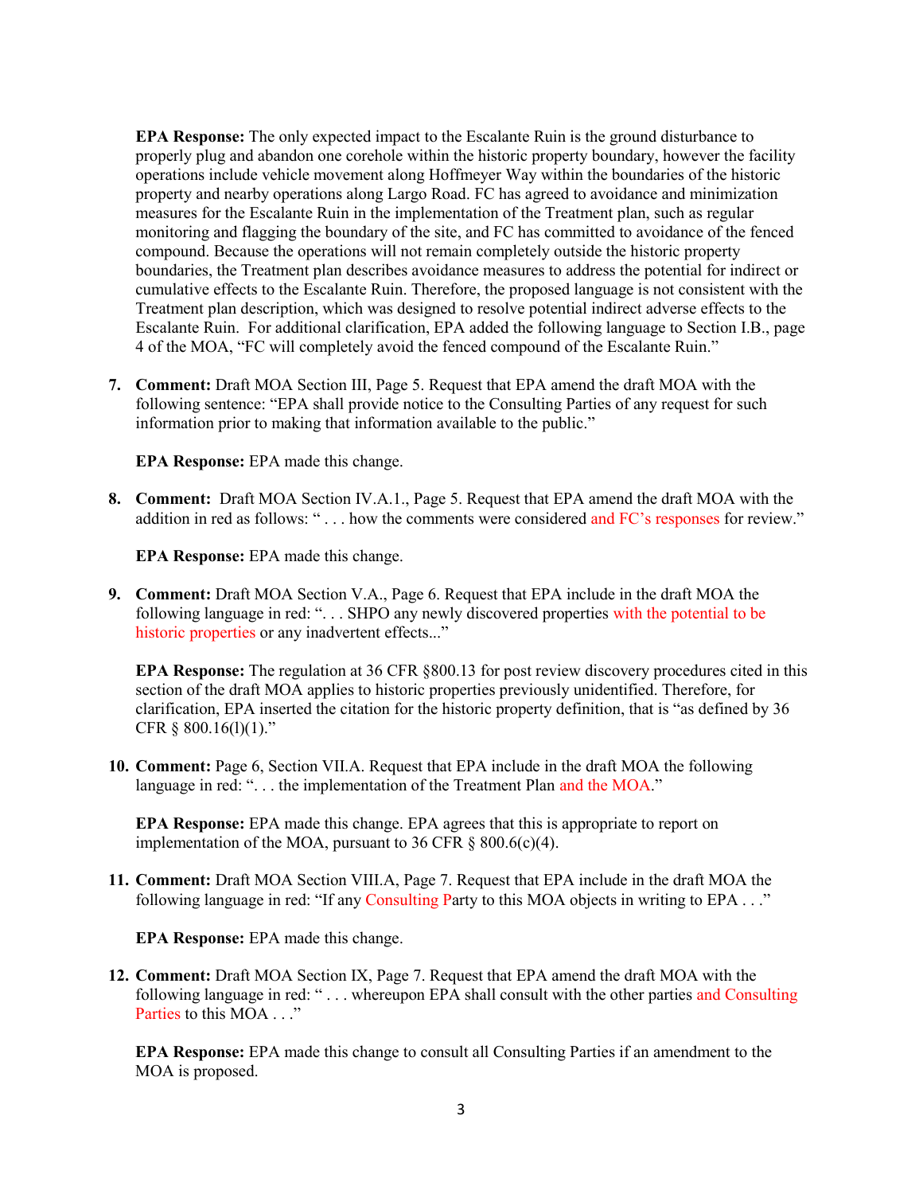**EPA Response:** The only expected impact to the Escalante Ruin is the ground disturbance to properly plug and abandon one corehole within the historic property boundary, however the facility operations include vehicle movement along Hoffmeyer Way within the boundaries of the historic property and nearby operations along Largo Road. FC has agreed to avoidance and minimization measures for the Escalante Ruin in the implementation of the Treatment plan, such as regular monitoring and flagging the boundary of the site, and FC has committed to avoidance of the fenced compound. Because the operations will not remain completely outside the historic property boundaries, the Treatment plan describes avoidance measures to address the potential for indirect or cumulative effects to the Escalante Ruin. Therefore, the proposed language is not consistent with the Treatment plan description, which was designed to resolve potential indirect adverse effects to the Escalante Ruin. For additional clarification, EPA added the following language to Section I.B., page 4 of the MOA, "FC will completely avoid the fenced compound of the Escalante Ruin."

7. **Comment:** Draft MOA Section III, Page 5. Request that EPA amend the draft MOA with the following sentence: "EPA shall provide notice to the Consulting Parties of any request for such information prior to making that information available to the public."

   **EPA Response:** EPA made this change.

8. **Comment:** Draft MOA Section IV.A.1., Page 5. Request that EPA amend the draft MOA with the addition in red as follows: " . . . how the comments were considered and FC's responses for review."

   **EPA Response:** EPA made this change.

9. **Comment:** Draft MOA Section V.A., Page 6. Request that EPA include in the draft MOA the following language in red: ". . . SHPO any newly discovered properties with the potential to be historic properties or any inadvertent effects..."

   **EPA Response:** The regulation at 36 CFR §800.13 for post review discovery procedures cited in this section of the draft MOA applies to historic properties previously unidentified. Therefore, for clarification, EPA inserted the citation for the historic property definition, that is "as defined by 36 CFR § 800.16(l)(1)."

10. **Comment:** Page 6, Section VII.A. Request that EPA include in the draft MOA the following language in red: ". . . the implementation of the Treatment Plan and the MOA."

    **EPA Response:** EPA made this change. EPA agrees that this is appropriate to report on implementation of the MOA, pursuant to 36 CFR § 800.6(c)(4).

11. **Comment:** Draft MOA Section VIII.A, Page 7. Request that EPA include in the draft MOA the following language in red: "If any Consulting Party to this MOA objects in writing to EPA . . ."

    **EPA Response:** EPA made this change.

12. **Comment:** Draft MOA Section IX, Page 7. Request that EPA amend the draft MOA with the following language in red: " . . . whereupon EPA shall consult with the other parties and Consulting Parties to this MOA . . ."

    **EPA Response:** EPA made this change to consult all Consulting Parties if an amendment to the MOA is proposed.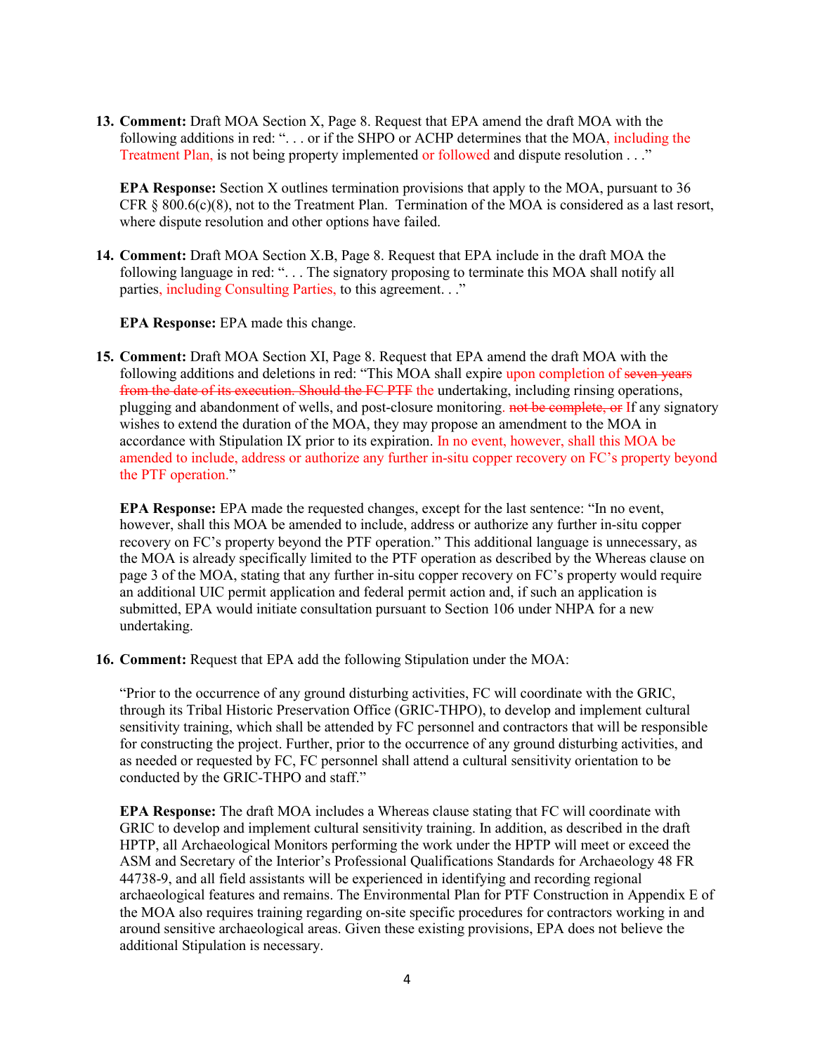13. **Comment:** Draft MOA Section X, Page 8. Request that EPA amend the draft MOA with the following additions in red: ". . . or if the SHPO or ACHP determines that the MOA, including the Treatment Plan, is not being property implemented or followed and dispute resolution . . ."

    **EPA Response:** Section X outlines termination provisions that apply to the MOA, pursuant to 36 CFR § 800.6(c)(8), not to the Treatment Plan. Termination of the MOA is considered as a last resort, where dispute resolution and other options have failed.

14. **Comment:** Draft MOA Section X.B, Page 8. Request that EPA include in the draft MOA the following language in red: ". . . The signatory proposing to terminate this MOA shall notify all parties, including Consulting Parties, to this agreement. . ."

    **EPA Response:** EPA made this change.

15. **Comment:** Draft MOA Section XI, Page 8. Request that EPA amend the draft MOA with the following additions and deletions in red: "This MOA shall expire upon completion of ~~seven years from the date of its execution. Should the FC PTF~~ the undertaking, including rinsing operations, plugging and abandonment of wells, and post-closure monitoring. ~~not be complete, or~~ If any signatory wishes to extend the duration of the MOA, they may propose an amendment to the MOA in accordance with Stipulation IX prior to its expiration. In no event, however, shall this MOA be amended to include, address or authorize any further in-situ copper recovery on FC's property beyond the PTF operation."

    **EPA Response:** EPA made the requested changes, except for the last sentence: "In no event, however, shall this MOA be amended to include, address or authorize any further in-situ copper recovery on FC's property beyond the PTF operation." This additional language is unnecessary, as the MOA is already specifically limited to the PTF operation as described by the Whereas clause on page 3 of the MOA, stating that any further in-situ copper recovery on FC's property would require an additional UIC permit application and federal permit action and, if such an application is submitted, EPA would initiate consultation pursuant to Section 106 under NHPA for a new undertaking.

16. **Comment:** Request that EPA add the following Stipulation under the MOA:

    "Prior to the occurrence of any ground disturbing activities, FC will coordinate with the GRIC, through its Tribal Historic Preservation Office (GRIC-THPO), to develop and implement cultural sensitivity training, which shall be attended by FC personnel and contractors that will be responsible for constructing the project. Further, prior to the occurrence of any ground disturbing activities, and as needed or requested by FC, FC personnel shall attend a cultural sensitivity orientation to be conducted by the GRIC-THPO and staff."

    **EPA Response:** The draft MOA includes a Whereas clause stating that FC will coordinate with GRIC to develop and implement cultural sensitivity training. In addition, as described in the draft HPTP, all Archaeological Monitors performing the work under the HPTP will meet or exceed the ASM and Secretary of the Interior's Professional Qualifications Standards for Archaeology 48 FR 44738-9, and all field assistants will be experienced in identifying and recording regional archaeological features and remains. The Environmental Plan for PTF Construction in Appendix E of the MOA also requires training regarding on-site specific procedures for contractors working in and around sensitive archaeological areas. Given these existing provisions, EPA does not believe the additional Stipulation is necessary.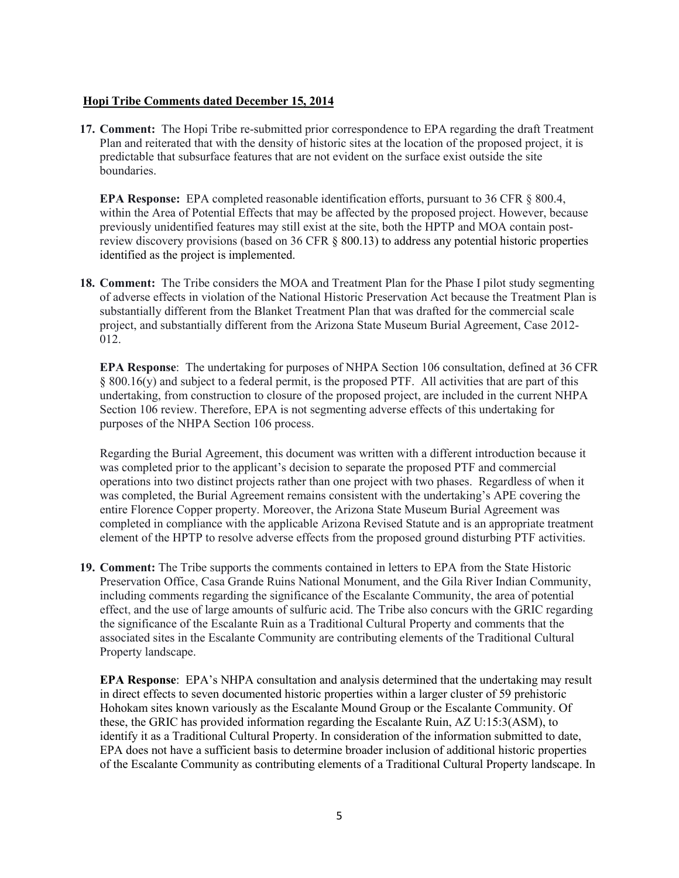**Hopi Tribe Comments dated December 15, 2014**

17. **Comment:** The Hopi Tribe re-submitted prior correspondence to EPA regarding the draft Treatment Plan and reiterated that with the density of historic sites at the location of the proposed project, it is predictable that subsurface features that are not evident on the surface exist outside the site boundaries.

    **EPA Response:** EPA completed reasonable identification efforts, pursuant to 36 CFR § 800.4, within the Area of Potential Effects that may be affected by the proposed project. However, because previously unidentified features may still exist at the site, both the HPTP and MOA contain post-review discovery provisions (based on 36 CFR § 800.13) to address any potential historic properties identified as the project is implemented.

18. **Comment:** The Tribe considers the MOA and Treatment Plan for the Phase I pilot study segmenting of adverse effects in violation of the National Historic Preservation Act because the Treatment Plan is substantially different from the Blanket Treatment Plan that was drafted for the commercial scale project, and substantially different from the Arizona State Museum Burial Agreement, Case 2012-012.

    **EPA Response**: The undertaking for purposes of NHPA Section 106 consultation, defined at 36 CFR § 800.16(y) and subject to a federal permit, is the proposed PTF. All activities that are part of this undertaking, from construction to closure of the proposed project, are included in the current NHPA Section 106 review. Therefore, EPA is not segmenting adverse effects of this undertaking for purposes of the NHPA Section 106 process.

    Regarding the Burial Agreement, this document was written with a different introduction because it was completed prior to the applicant's decision to separate the proposed PTF and commercial operations into two distinct projects rather than one project with two phases. Regardless of when it was completed, the Burial Agreement remains consistent with the undertaking's APE covering the entire Florence Copper property. Moreover, the Arizona State Museum Burial Agreement was completed in compliance with the applicable Arizona Revised Statute and is an appropriate treatment element of the HPTP to resolve adverse effects from the proposed ground disturbing PTF activities.

19. **Comment:** The Tribe supports the comments contained in letters to EPA from the State Historic Preservation Office, Casa Grande Ruins National Monument, and the Gila River Indian Community, including comments regarding the significance of the Escalante Community, the area of potential effect, and the use of large amounts of sulfuric acid. The Tribe also concurs with the GRIC regarding the significance of the Escalante Ruin as a Traditional Cultural Property and comments that the associated sites in the Escalante Community are contributing elements of the Traditional Cultural Property landscape.

    **EPA Response**: EPA's NHPA consultation and analysis determined that the undertaking may result in direct effects to seven documented historic properties within a larger cluster of 59 prehistoric Hohokam sites known variously as the Escalante Mound Group or the Escalante Community. Of these, the GRIC has provided information regarding the Escalante Ruin, AZ U:15:3(ASM), to identify it as a Traditional Cultural Property. In consideration of the information submitted to date, EPA does not have a sufficient basis to determine broader inclusion of additional historic properties of the Escalante Community as contributing elements of a Traditional Cultural Property landscape. In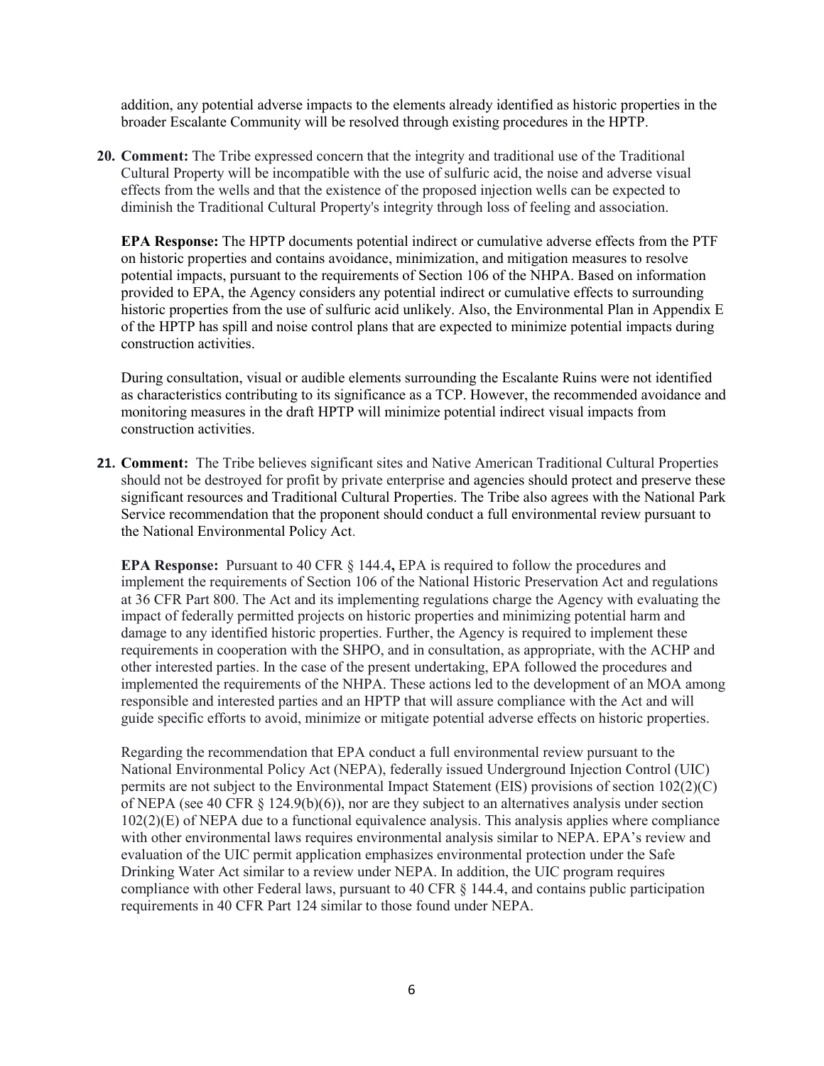addition, any potential adverse impacts to the elements already identified as historic properties in the broader Escalante Community will be resolved through existing procedures in the HPTP.

20. **Comment:** The Tribe expressed concern that the integrity and traditional use of the Traditional Cultural Property will be incompatible with the use of sulfuric acid, the noise and adverse visual effects from the wells and that the existence of the proposed injection wells can be expected to diminish the Traditional Cultural Property's integrity through loss of feeling and association.

    **EPA Response:** The HPTP documents potential indirect or cumulative adverse effects from the PTF on historic properties and contains avoidance, minimization, and mitigation measures to resolve potential impacts, pursuant to the requirements of Section 106 of the NHPA. Based on information provided to EPA, the Agency considers any potential indirect or cumulative effects to surrounding historic properties from the use of sulfuric acid unlikely. Also, the Environmental Plan in Appendix E of the HPTP has spill and noise control plans that are expected to minimize potential impacts during construction activities.

    During consultation, visual or audible elements surrounding the Escalante Ruins were not identified as characteristics contributing to its significance as a TCP. However, the recommended avoidance and monitoring measures in the draft HPTP will minimize potential indirect visual impacts from construction activities.

21. **Comment:** The Tribe believes significant sites and Native American Traditional Cultural Properties should not be destroyed for profit by private enterprise and agencies should protect and preserve these significant resources and Traditional Cultural Properties. The Tribe also agrees with the National Park Service recommendation that the proponent should conduct a full environmental review pursuant to the National Environmental Policy Act.

    **EPA Response:** Pursuant to 40 CFR § 144.4**,** EPA is required to follow the procedures and implement the requirements of Section 106 of the National Historic Preservation Act and regulations at 36 CFR Part 800. The Act and its implementing regulations charge the Agency with evaluating the impact of federally permitted projects on historic properties and minimizing potential harm and damage to any identified historic properties. Further, the Agency is required to implement these requirements in cooperation with the SHPO, and in consultation, as appropriate, with the ACHP and other interested parties. In the case of the present undertaking, EPA followed the procedures and implemented the requirements of the NHPA. These actions led to the development of an MOA among responsible and interested parties and an HPTP that will assure compliance with the Act and will guide specific efforts to avoid, minimize or mitigate potential adverse effects on historic properties.

    Regarding the recommendation that EPA conduct a full environmental review pursuant to the National Environmental Policy Act (NEPA), federally issued Underground Injection Control (UIC) permits are not subject to the Environmental Impact Statement (EIS) provisions of section 102(2)(C) of NEPA (see 40 CFR § 124.9(b)(6)), nor are they subject to an alternatives analysis under section 102(2)(E) of NEPA due to a functional equivalence analysis. This analysis applies where compliance with other environmental laws requires environmental analysis similar to NEPA. EPA's review and evaluation of the UIC permit application emphasizes environmental protection under the Safe Drinking Water Act similar to a review under NEPA. In addition, the UIC program requires compliance with other Federal laws, pursuant to 40 CFR § 144.4, and contains public participation requirements in 40 CFR Part 124 similar to those found under NEPA.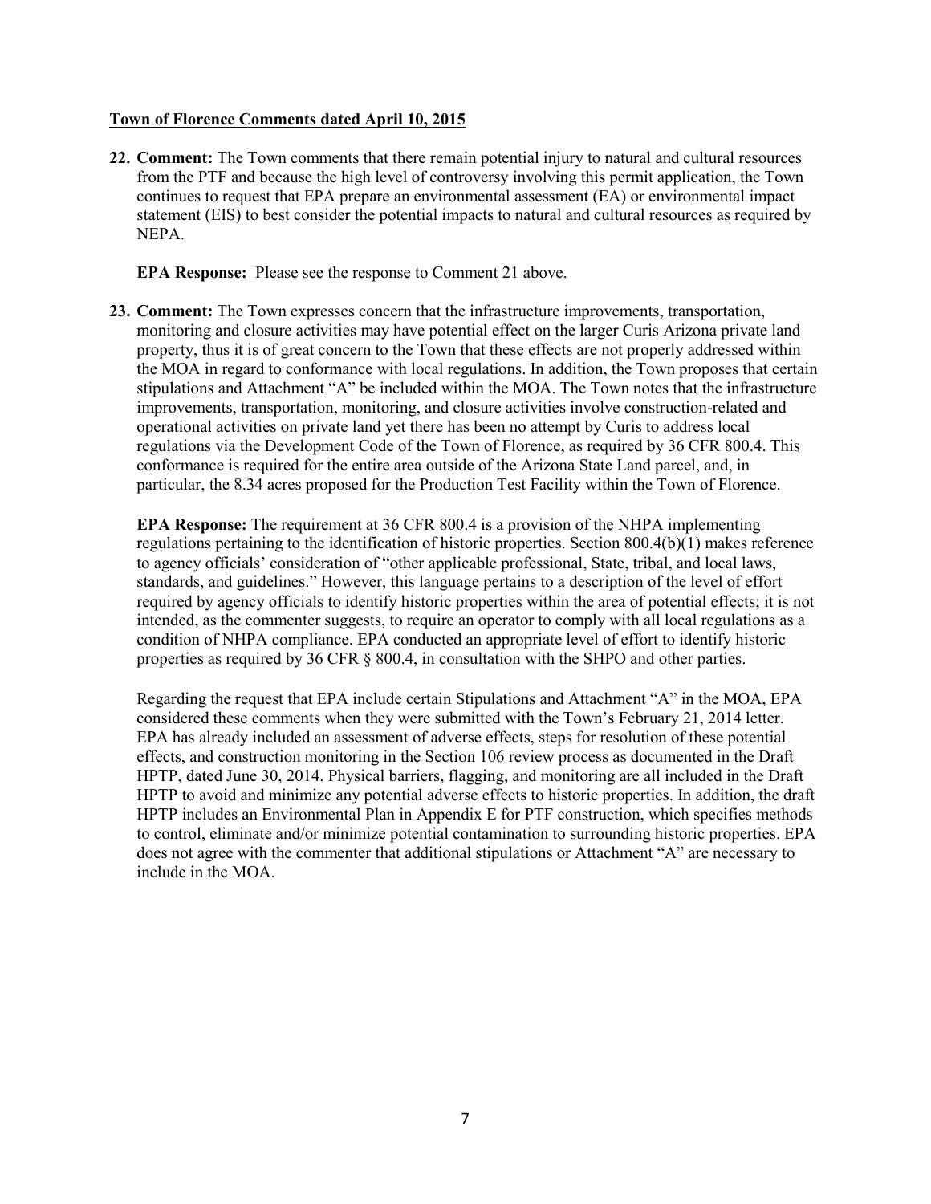**<u>Town of Florence Comments dated April 10, 2015</u>**

**22. Comment:** The Town comments that there remain potential injury to natural and cultural resources from the PTF and because the high level of controversy involving this permit application, the Town continues to request that EPA prepare an environmental assessment (EA) or environmental impact statement (EIS) to best consider the potential impacts to natural and cultural resources as required by NEPA.

**EPA Response:** Please see the response to Comment 21 above.

**23. Comment:** The Town expresses concern that the infrastructure improvements, transportation, monitoring and closure activities may have potential effect on the larger Curis Arizona private land property, thus it is of great concern to the Town that these effects are not properly addressed within the MOA in regard to conformance with local regulations. In addition, the Town proposes that certain stipulations and Attachment "A" be included within the MOA. The Town notes that the infrastructure improvements, transportation, monitoring, and closure activities involve construction-related and operational activities on private land yet there has been no attempt by Curis to address local regulations via the Development Code of the Town of Florence, as required by 36 CFR 800.4. This conformance is required for the entire area outside of the Arizona State Land parcel, and, in particular, the 8.34 acres proposed for the Production Test Facility within the Town of Florence.

**EPA Response:** The requirement at 36 CFR 800.4 is a provision of the NHPA implementing regulations pertaining to the identification of historic properties. Section 800.4(b)(1) makes reference to agency officials' consideration of "other applicable professional, State, tribal, and local laws, standards, and guidelines." However, this language pertains to a description of the level of effort required by agency officials to identify historic properties within the area of potential effects; it is not intended, as the commenter suggests, to require an operator to comply with all local regulations as a condition of NHPA compliance. EPA conducted an appropriate level of effort to identify historic properties as required by 36 CFR § 800.4, in consultation with the SHPO and other parties.

Regarding the request that EPA include certain Stipulations and Attachment "A" in the MOA, EPA considered these comments when they were submitted with the Town's February 21, 2014 letter. EPA has already included an assessment of adverse effects, steps for resolution of these potential effects, and construction monitoring in the Section 106 review process as documented in the Draft HPTP, dated June 30, 2014. Physical barriers, flagging, and monitoring are all included in the Draft HPTP to avoid and minimize any potential adverse effects to historic properties. In addition, the draft HPTP includes an Environmental Plan in Appendix E for PTF construction, which specifies methods to control, eliminate and/or minimize potential contamination to surrounding historic properties. EPA does not agree with the commenter that additional stipulations or Attachment "A" are necessary to include in the MOA.